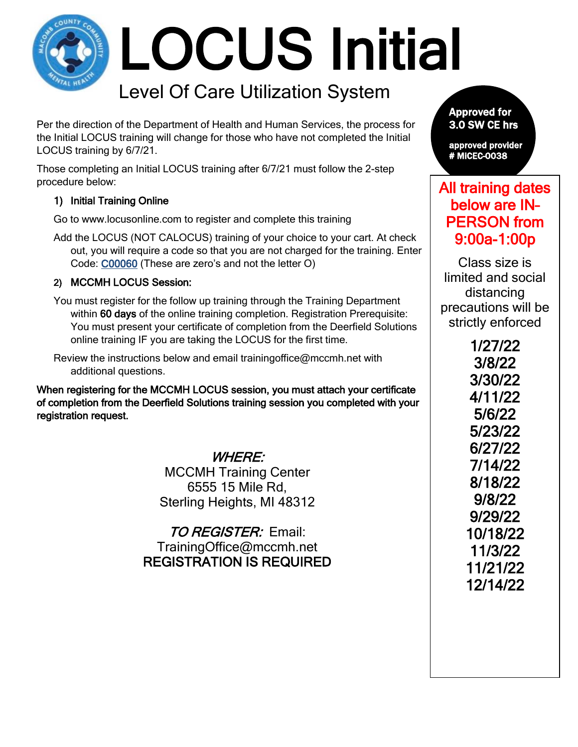# LOCUS Initial

## Level Of Care Utilization System

Per the direction of the Department of Health and Human Services, the process for the Initial LOCUS training will change for those who have not completed the Initial LOCUS training by 6/7/21.

Those completing an Initial LOCUS training after 6/7/21 must follow the 2-step procedure below:

1) **Initial Training Online**

Go to www.locusonline.com to register and complete this training

Add the LOCUS (NOT CALOCUS) training of your choice to your cart. At check out, you will require a code so that you are not charged for the training. Enter Code: C00060 (These are zero's and not the letter O)

2) **MCCMH LOCUS Session:**

You must register for the follow up training through the Training Department within **60 days** of the online training completion. Registration Prerequisite: You must present your certificate of completion from the Deerfield Solutions online training IF you are taking the LOCUS for the first time.

Review the instructions below and email trainingoffice@mccmh.net with additional questions.

**When registering for the MCCMH LOCUS session, you must attach your certificate of completion from the Deerfield Solutions training session you completed with your registration request.**

*WHERE:*
MCCMH Training Center
6555 15 Mile Rd,
Sterling Heights, MI 48312

*TO REGISTER:* Email:
TrainingOffice@mccmh.net
**REGISTRATION IS REQUIRED**

**Approved for 3.0 SW CE hrs**

**approved provider # MICEC-0038**

**All training dates below are IN-PERSON from 9:00a-1:00p**

Class size is limited and social distancing precautions will be strictly enforced

- 1/27/22
- 3/8/22
- 3/30/22
- 4/11/22
- 5/6/22
- 5/23/22
- 6/27/22
- 7/14/22
- 8/18/22
- 9/8/22
- 9/29/22
- 10/18/22
- 11/3/22
- 11/21/22
- 12/14/22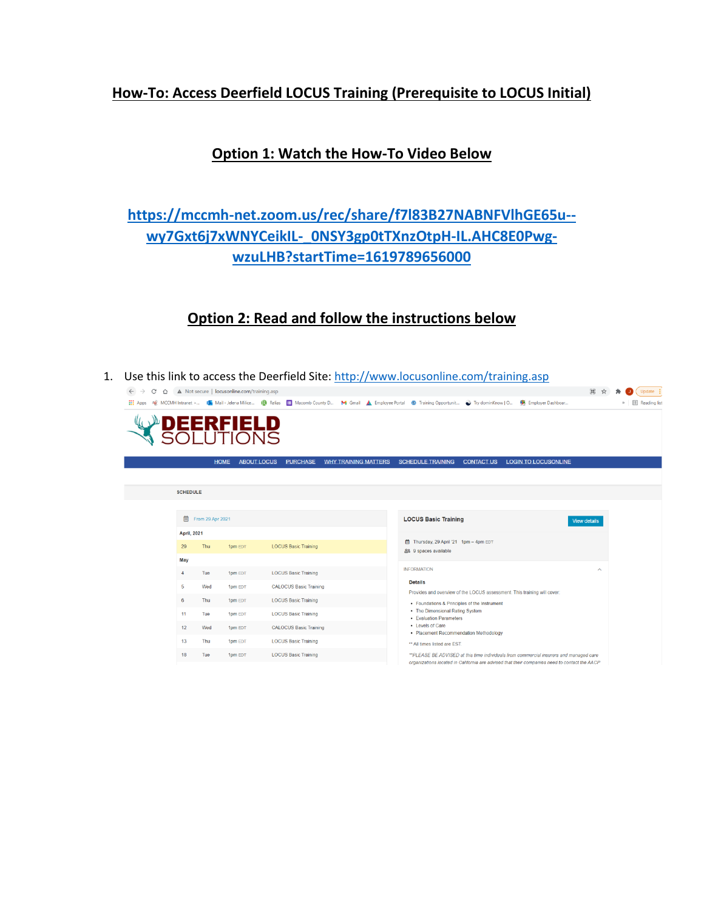# How-To: Access Deerfield LOCUS Training (Prerequisite to LOCUS Initial)

## Option 1: Watch the How-To Video Below

https://mccmh-net.zoom.us/rec/share/f7l83B27NABNFVlhGE65u--wy7Gxt6j7xWNYCeikIL-_0NSY3gp0tTXnzOtpH-IL.AHC8E0Pwg-wzuLHB?startTime=1619789656000

## Option 2: Read and follow the instructions below

1. Use this link to access the Deerfield Site: http://www.locusonline.com/training.asp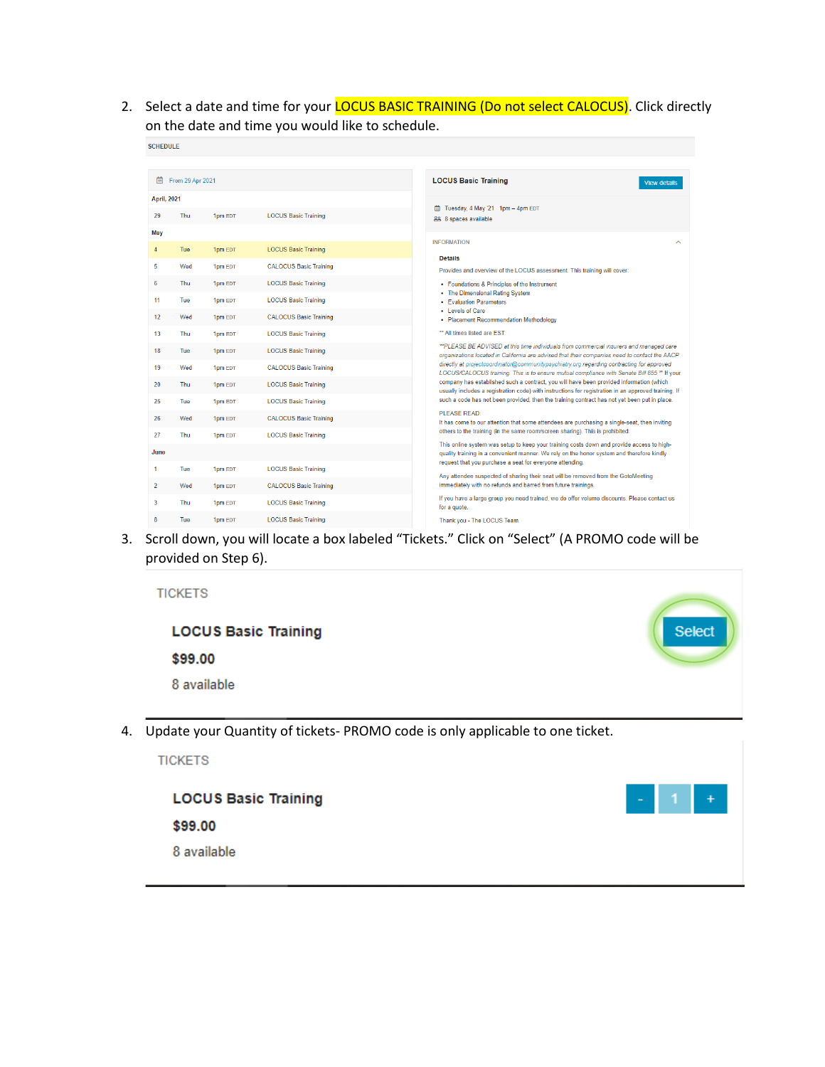2. Select a date and time for your LOCUS BASIC TRAINING (Do not select CALOCUS). Click directly on the date and time you would like to schedule.

SCHEDULE

From 29 Apr 2021

| | | | |
|---|---|---|---|
| **April, 2021** | | | |
| 29 | Thu | 1pm EDT | LOCUS Basic Training |
| **May** | | | |
| 4 | Tue | 1pm EDT | LOCUS Basic Training |
| 5 | Wed | 1pm EDT | CALOCUS Basic Training |
| 6 | Thu | 1pm EDT | LOCUS Basic Training |
| 11 | Tue | 1pm EDT | LOCUS Basic Training |
| 12 | Wed | 1pm EDT | CALOCUS Basic Training |
| 13 | Thu | 1pm EDT | LOCUS Basic Training |
| 18 | Tue | 1pm EDT | LOCUS Basic Training |
| 19 | Wed | 1pm EDT | CALOCUS Basic Training |
| 20 | Thu | 1pm EDT | LOCUS Basic Training |
| 25 | Tue | 1pm EDT | LOCUS Basic Training |
| 26 | Wed | 1pm EDT | CALOCUS Basic Training |
| 27 | Thu | 1pm EDT | LOCUS Basic Training |
| **June** | | | |
| 1 | Tue | 1pm EDT | LOCUS Basic Training |
| 2 | Wed | 1pm EDT | CALOCUS Basic Training |
| 3 | Thu | 1pm EDT | LOCUS Basic Training |
| 8 | Tue | 1pm EDT | LOCUS Basic Training |

**LOCUS Basic Training** — View details

Tuesday, 4 May '21 1pm – 4pm EDT
8 spaces available

INFORMATION

**Details**

Provides and overview of the LOCUS assessment. This training will cover:

- Foundations & Principles of the Instrument
- The Dimensional Rating System
- Evaluation Parameters
- Levels of Care
- Placement Recommendation Methodology

** All times listed are EST

*\*PLEASE BE ADVISED at this time individuals from commercial insurers and managed care organizations located in California are advised that their companies need to contact the AACP directly at projectcoordinator@communitypsychiatry.org regarding contracting for approved LOCUS/CALOCUS training. This is to ensure mutual compliance with Senate Bill 855.\** If your company has established such a contract, you will have been provided information (which usually includes a registration code) with instructions for registration in an approved training. If such a code has not been provided, then the training contract has not yet been put in place.

PLEASE READ:
It has come to our attention that some attendees are purchasing a single-seat, then inviting others to the training (in the same room/screen sharing). This is prohibited.

This online system was setup to keep your training costs down and provide access to high-quality training in a convenient manner. We rely on the honor system and therefore kindly request that you purchase a seat for everyone attending.

Any attendee suspected of sharing their seat will be removed from the GotoMeeting immediately with no refunds and barred from future trainings.

If you have a large group you need trained, we do offer volume discounts. Please contact us for a quote.

Thank you - The LOCUS Team

3. Scroll down, you will locate a box labeled "Tickets." Click on "Select" (A PROMO code will be provided on Step 6).

TICKETS

**LOCUS Basic Training**
**$99.00**
8 available

Select

4. Update your Quantity of tickets- PROMO code is only applicable to one ticket.

TICKETS

**LOCUS Basic Training**
**$99.00**
8 available

- 1 +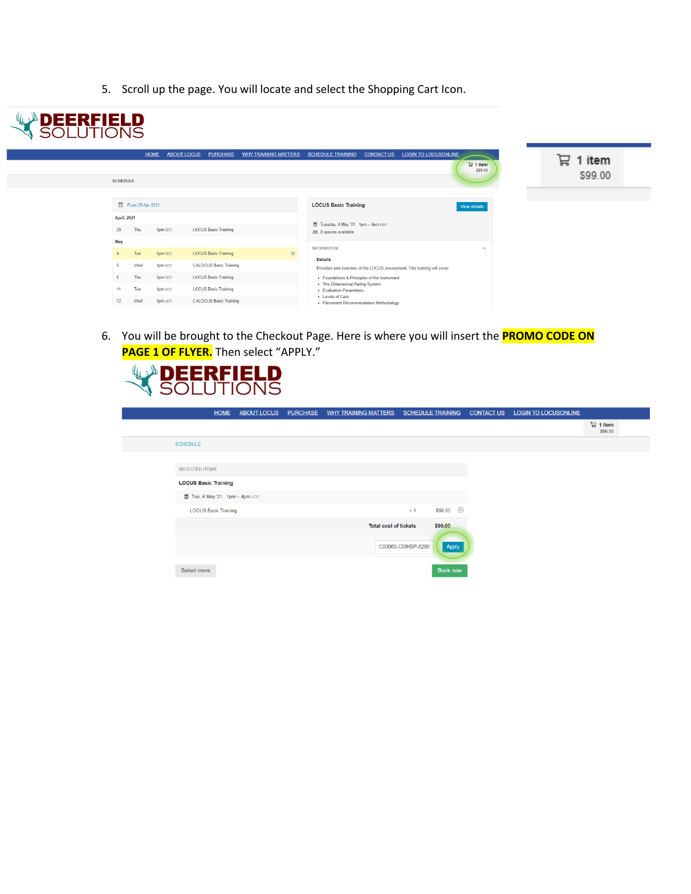5. Scroll up the page. You will locate and select the Shopping Cart Icon.

6. You will be brought to the Checkout Page. Here is where you will insert the **PROMO CODE ON PAGE 1 OF FLYER.** Then select "APPLY."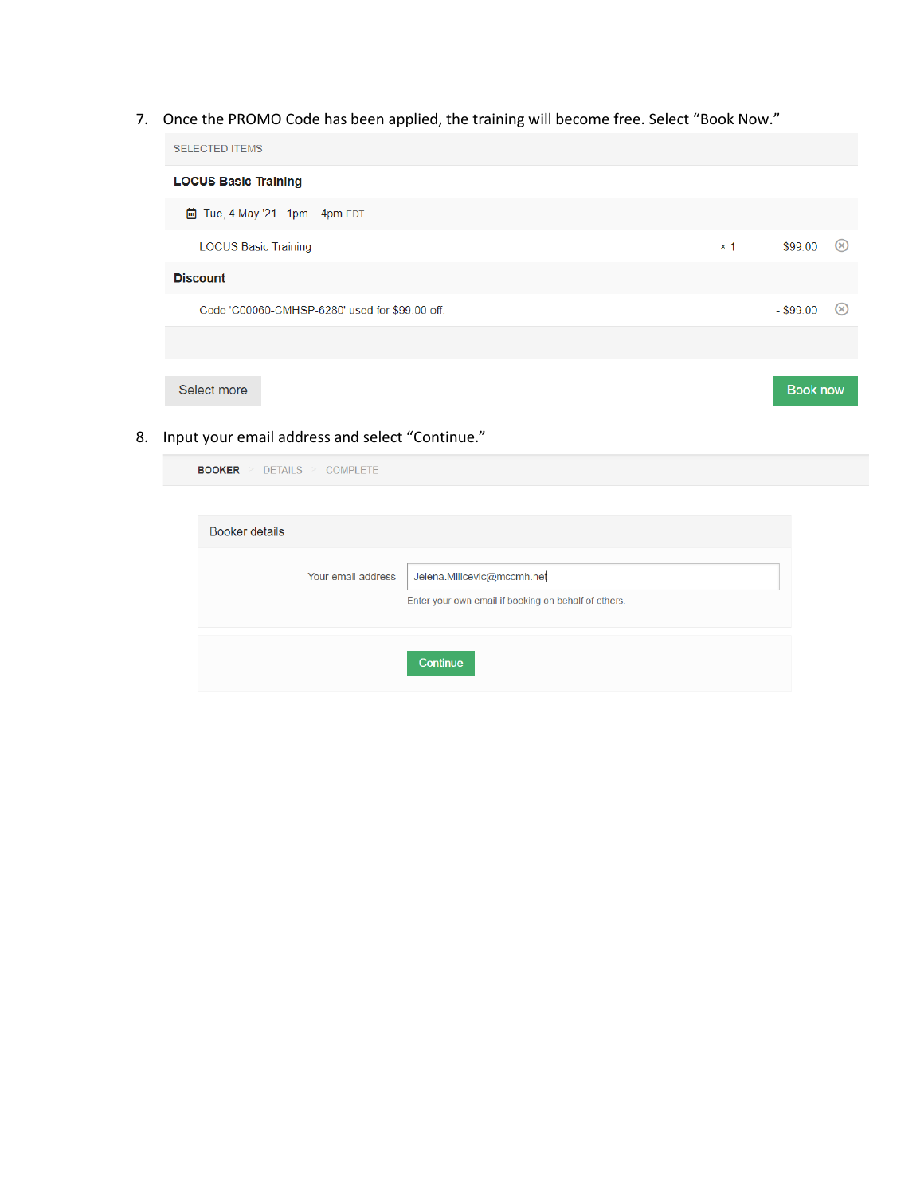7. Once the PROMO Code has been applied, the training will become free. Select "Book Now."

SELECTED ITEMS

**LOCUS Basic Training**

Tue, 4 May '21 1pm – 4pm EDT

| | | | |
|---|---|---|---|
| LOCUS Basic Training | × 1 | $99.00 | ⊗ |

**Discount**

| | | |
|---|---|---|
| Code 'C00060-CMHSP-6280' used for $99.00 off. | - $99.00 | ⊗ |

Select more | Book now

8. Input your email address and select "Continue."

BOOKER > DETAILS > COMPLETE

Booker details

Your email address: Jelena.Milicevic@mccmh.net

Enter your own email if booking on behalf of others.

Continue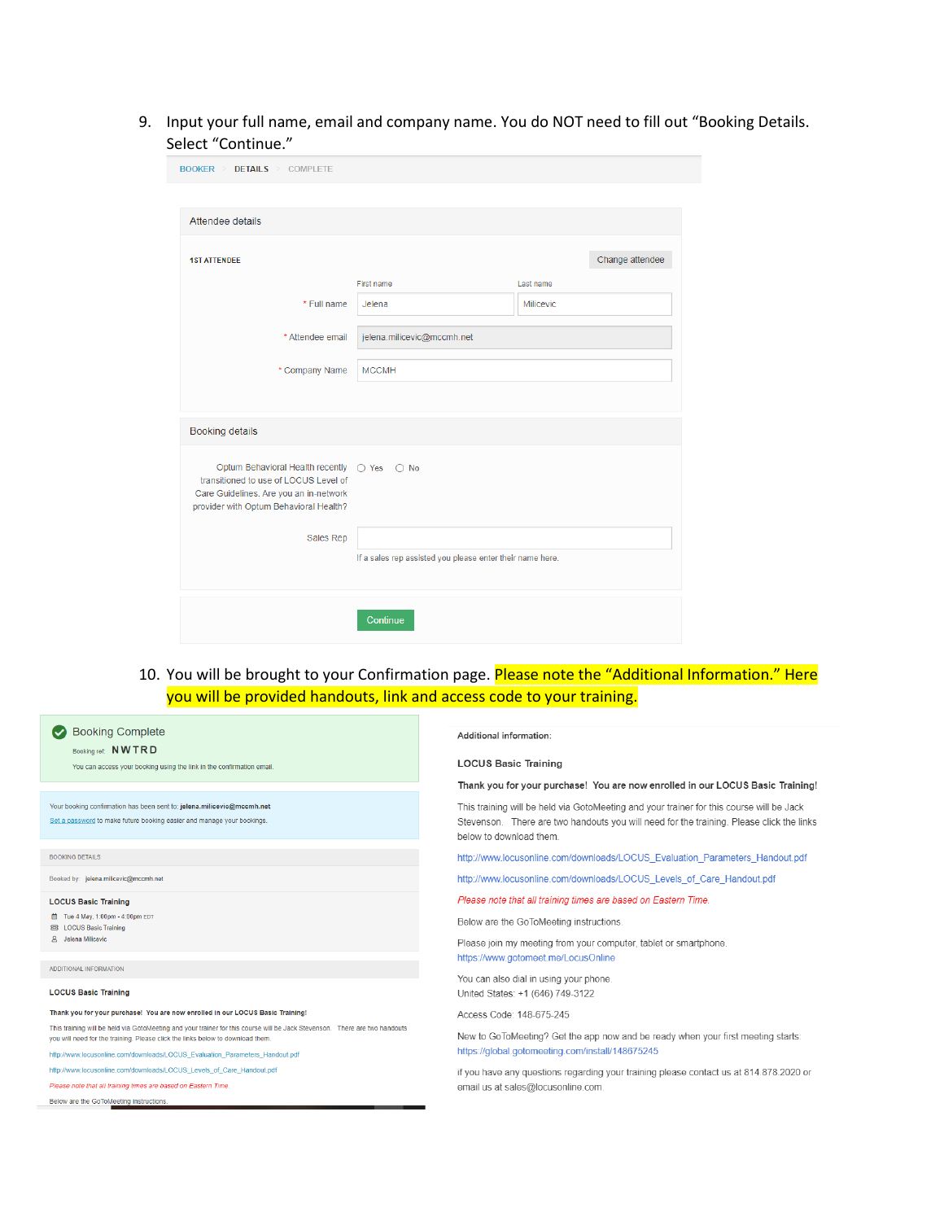9. Input your full name, email and company name. You do NOT need to fill out "Booking Details. Select "Continue."

BOOKER > DETAILS > COMPLETE

Attendee details

1ST ATTENDEE — Change attendee

| | First name | Last name |
|---|---|---|
| * Full name | Jelena | Milicevic |
| * Attendee email | jelena.milicevic@mccmh.net | |
| * Company Name | MCCMH | |

Booking details

Optum Behavioral Health recently transitioned to use of LOCUS Level of Care Guidelines. Are you an in-network provider with Optum Behavioral Health? ○ Yes ○ No

Sales Rep

If a sales rep assisted you please enter their name here.

Continue

10. You will be brought to your Confirmation page. Please note the "Additional Information." Here you will be provided handouts, link and access code to your training.

Booking Complete

Booking ref: **NWTRD**

You can access your booking using the link in the confirmation email.

Your booking confirmation has been sent to: **jelena.milicevic@mccmh.net**

Set a password to make future booking easier and manage your bookings.

BOOKING DETAILS

Booked by: **jelena.milicevic@mccmh.net**

**LOCUS Basic Training**

- Tue 4 May, 1:00pm - 4:00pm EDT
- LOCUS Basic Training
- Jelena Milicevic

ADDITIONAL INFORMATION

**LOCUS Basic Training**

**Thank you for your purchase! You are now enrolled in our LOCUS Basic Training!**

This training will be held via GotoMeeting and your trainer for this course will be Jack Stevenson. There are two handouts you will need for the training. Please click the links below to download them.

http://www.locusonline.com/downloads/LOCUS_Evaluation_Parameters_Handout.pdf

http://www.locusonline.com/downloads/LOCUS_Levels_of_Care_Handout.pdf

*Please note that all training times are based on Eastern Time.*

Below are the GoToMeeting instructions.

Additional information:

**LOCUS Basic Training**

**Thank you for your purchase! You are now enrolled in our LOCUS Basic Training!**

This training will be held via GotoMeeting and your trainer for this course will be Jack Stevenson. There are two handouts you will need for the training. Please click the links below to download them.

http://www.locusonline.com/downloads/LOCUS_Evaluation_Parameters_Handout.pdf

http://www.locusonline.com/downloads/LOCUS_Levels_of_Care_Handout.pdf

*Please note that all training times are based on Eastern Time.*

Below are the GoToMeeting instructions.

Please join my meeting from your computer, tablet or smartphone.
https://www.gotomeet.me/LocusOnline

You can also dial in using your phone.
United States: +1 (646) 749-3122

Access Code: 148-675-245

New to GoToMeeting? Get the app now and be ready when your first meeting starts:
https://global.gotomeeting.com/install/148675245

If you have any questions regarding your training please contact us at 814.878.2020 or email us at sales@locusonline.com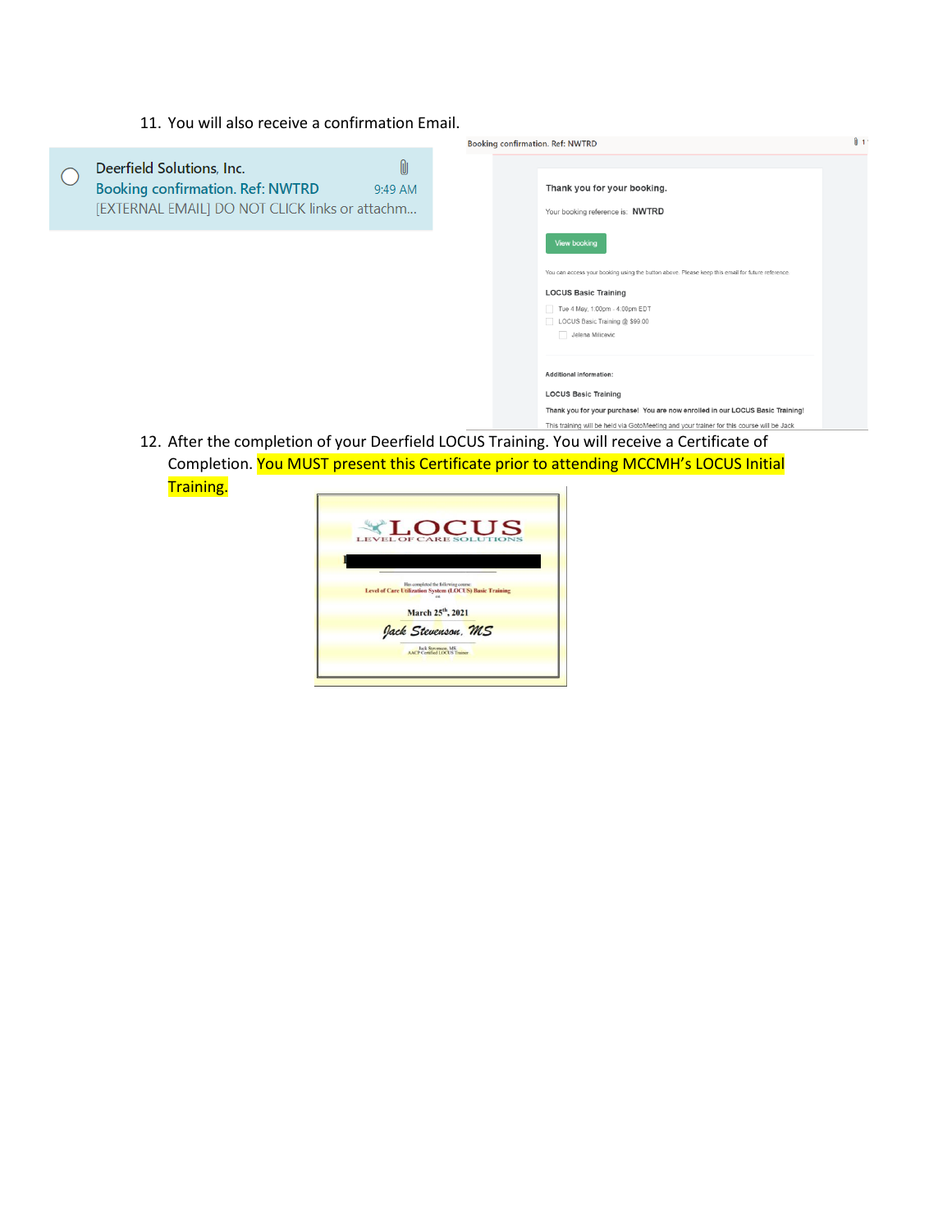11. You will also receive a confirmation Email.

Deerfield Solutions, Inc.
Booking confirmation. Ref: NWTRD 9:49 AM
[EXTERNAL EMAIL] DO NOT CLICK links or attachm...

Booking confirmation. Ref: NWTRD

Thank you for your booking.

Your booking reference is: NWTRD

View booking

You can access your booking using the button above. Please keep this email for future reference.

LOCUS Basic Training

Tue 4 May, 1:00pm - 4:00pm EDT

LOCUS Basic Training @ $99.00

Jelena Milicevic

Additional information:

LOCUS Basic Training

Thank you for your purchase! You are now enrolled in our LOCUS Basic Training!

This training will be held via GotoMeeting and your trainer for this course will be Jack

12. After the completion of your Deerfield LOCUS Training. You will receive a Certificate of Completion. **You MUST present this Certificate prior to attending MCCMH's LOCUS Initial Training.**

LOCUS
LEVEL OF CARE SOLUTIONS

Has completed the following course:
Level of Care Utilization System (LOCUS) Basic Training
on
March 25th, 2021

Jack Stevenson, MS

Jack Stevenson, MS
AACP Certified LOCUS Trainer